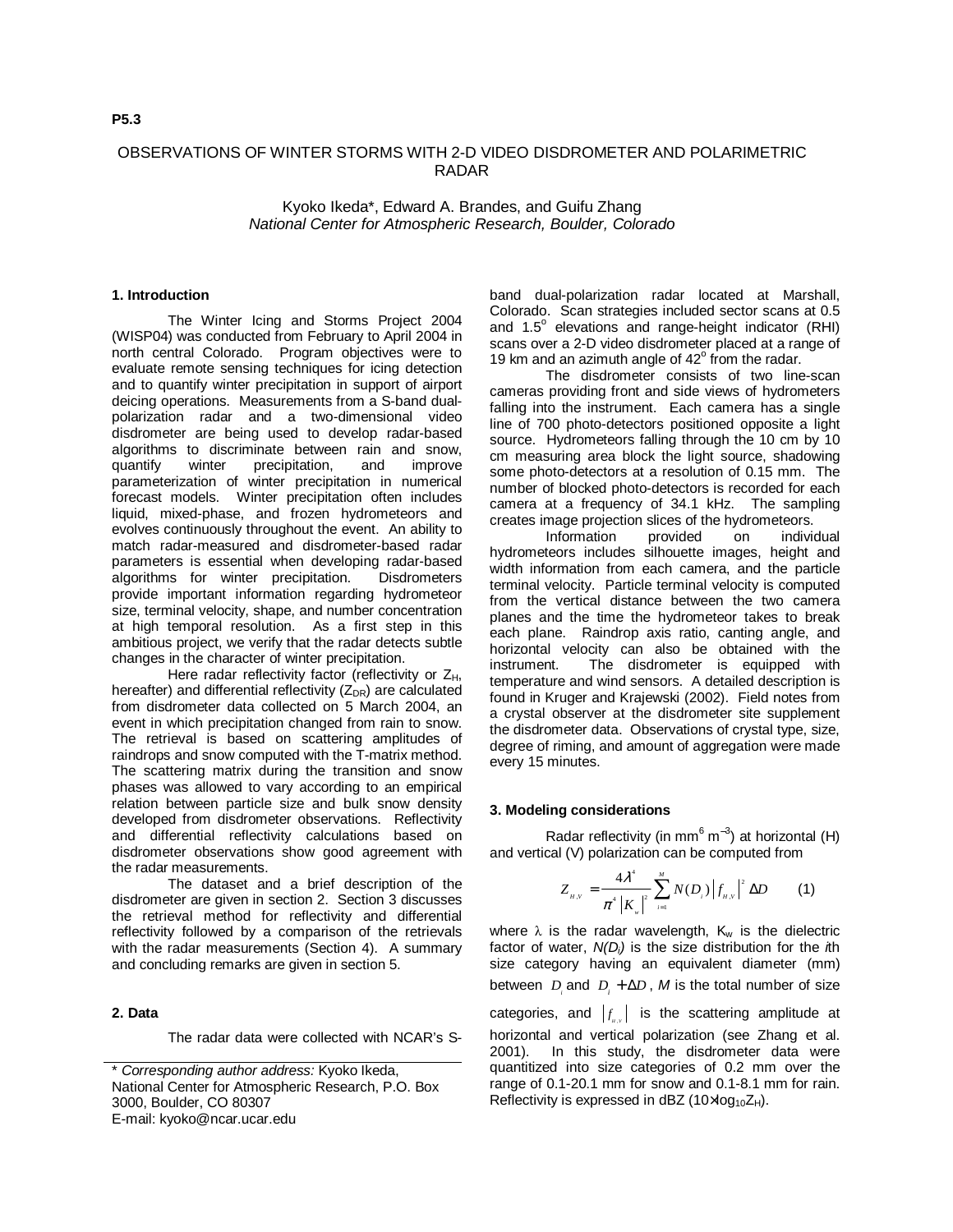**P5.3**

# OBSERVATIONS OF WINTER STORMS WITH 2-D VIDEO DISDROMETER AND POLARIMETRIC RADAR

Kyoko Ikeda*, Edward A. Brandes, and Guifu Zhang
*National Center for Atmospheric Research, Boulder, Colorado*

## 1. Introduction

The Winter Icing and Storms Project 2004 (WISP04) was conducted from February to April 2004 in north central Colorado. Program objectives were to evaluate remote sensing techniques for icing detection and to quantify winter precipitation in support of airport deicing operations. Measurements from a S-band dual-polarization radar and a two-dimensional video disdrometer are being used to develop radar-based algorithms to discriminate between rain and snow, quantify winter precipitation, and improve parameterization of winter precipitation in numerical forecast models. Winter precipitation often includes liquid, mixed-phase, and frozen hydrometeors and evolves continuously throughout the event. An ability to match radar-measured and disdrometer-based radar parameters is essential when developing radar-based algorithms for winter precipitation. Disdrometers provide important information regarding hydrometeor size, terminal velocity, shape, and number concentration at high temporal resolution. As a first step in this ambitious project, we verify that the radar detects subtle changes in the character of winter precipitation.

Here radar reflectivity factor (reflectivity or $Z_H$, hereafter) and differential reflectivity ($Z_{DR}$) are calculated from disdrometer data collected on 5 March 2004, an event in which precipitation changed from rain to snow. The retrieval is based on scattering amplitudes of raindrops and snow computed with the T-matrix method. The scattering matrix during the transition and snow phases was allowed to vary according to an empirical relation between particle size and bulk snow density developed from disdrometer observations. Reflectivity and differential reflectivity calculations based on disdrometer observations show good agreement with the radar measurements.

The dataset and a brief description of the disdrometer are given in section 2. Section 3 discusses the retrieval method for reflectivity and differential reflectivity followed by a comparison of the retrievals with the radar measurements (Section 4). A summary and concluding remarks are given in section 5.

## 2. Data

The radar data were collected with NCAR's S-band dual-polarization radar located at Marshall, Colorado. Scan strategies included sector scans at 0.5 and 1.5° elevations and range-height indicator (RHI) scans over a 2-D video disdrometer placed at a range of 19 km and an azimuth angle of 42° from the radar.

The disdrometer consists of two line-scan cameras providing front and side views of hydrometers falling into the instrument. Each camera has a single line of 700 photo-detectors positioned opposite a light source. Hydrometeors falling through the 10 cm by 10 cm measuring area block the light source, shadowing some photo-detectors at a resolution of 0.15 mm. The number of blocked photo-detectors is recorded for each camera at a frequency of 34.1 kHz. The sampling creates image projection slices of the hydrometeors.

Information provided on individual hydrometeors includes silhouette images, height and width information from each camera, and the particle terminal velocity. Particle terminal velocity is computed from the vertical distance between the two camera planes and the time the hydrometeor takes to break each plane. Raindrop axis ratio, canting angle, and horizontal velocity can also be obtained with the instrument. The disdrometer is equipped with temperature and wind sensors. A detailed description is found in Kruger and Krajewski (2002). Field notes from a crystal observer at the disdrometer site supplement the disdrometer data. Observations of crystal type, size, degree of riming, and amount of aggregation were made every 15 minutes.

## 3. Modeling considerations

Radar reflectivity (in $mm^6\ m^{-3}$) at horizontal (H) and vertical (V) polarization can be computed from

$$Z_{H,V} = \frac{4\lambda^4}{\pi^4 |K_w|^2} \sum_{i=1}^{M} N(D_i) \left| f_{H,V} \right|^2 \Delta D \qquad (1)$$

where $\lambda$ is the radar wavelength, $K_w$ is the dielectric factor of water, $N(D_i)$ is the size distribution for the *i*th size category having an equivalent diameter (mm) between $D_i$ and $D_i + \Delta D$, *M* is the total number of size categories, and $\left| f_{H,V} \right|$ is the scattering amplitude at horizontal and vertical polarization (see Zhang et al. 2001). In this study, the disdrometer data were quantitized into size categories of 0.2 mm over the range of 0.1-20.1 mm for snow and 0.1-8.1 mm for rain. Reflectivity is expressed in dBZ ($10 \times \log_{10} Z_H$).

---

\* *Corresponding author address:* Kyoko Ikeda, National Center for Atmospheric Research, P.O. Box 3000, Boulder, CO 80307
E-mail: kyoko@ncar.ucar.edu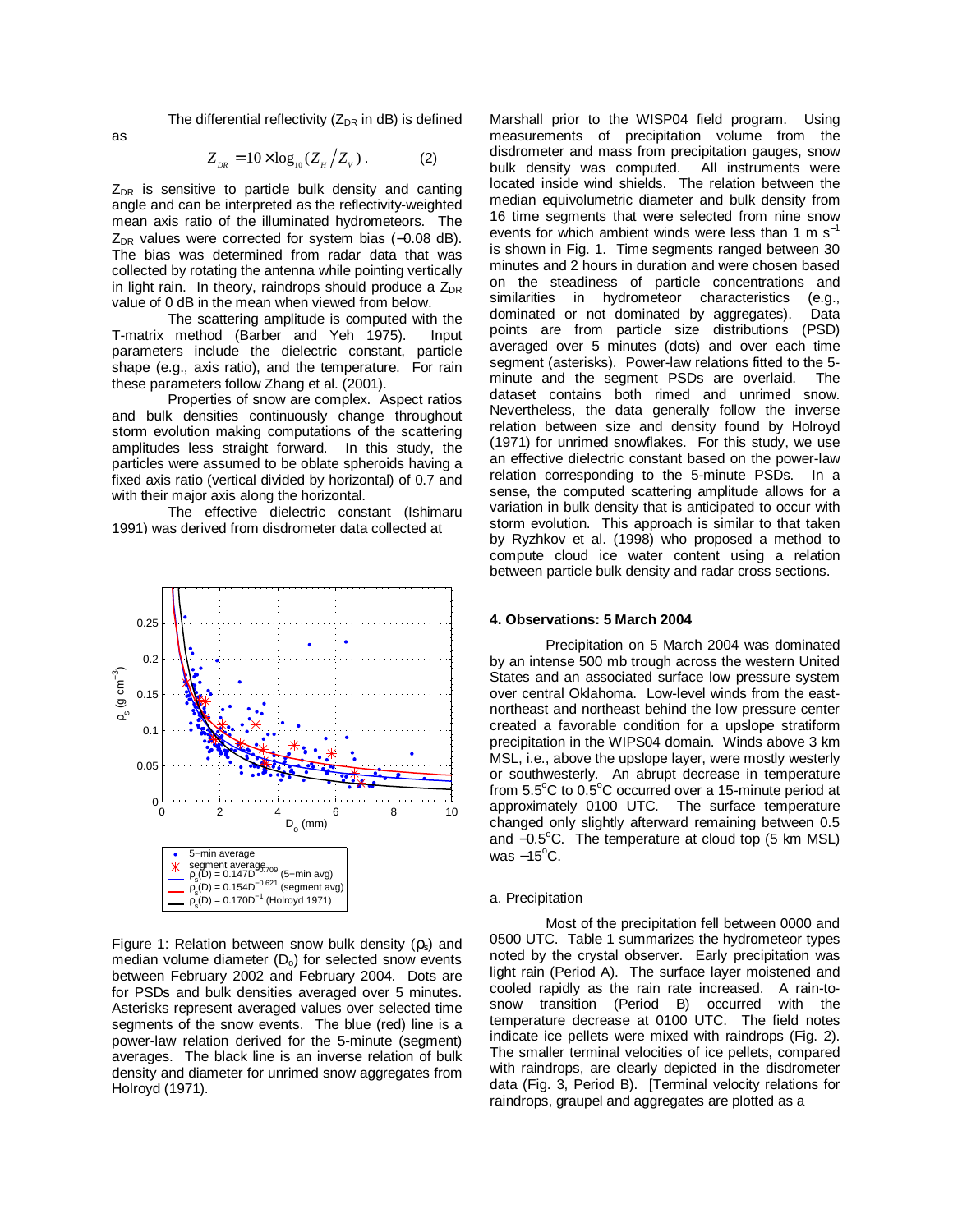The differential reflectivity ($Z_{DR}$ in dB) is defined as

$$Z_{DR} = 10 \times \log_{10}(Z_H / Z_V). \qquad (2)$$

$Z_{DR}$ is sensitive to particle bulk density and canting angle and can be interpreted as the reflectivity-weighted mean axis ratio of the illuminated hydrometeors. The $Z_{DR}$ values were corrected for system bias (−0.08 dB). The bias was determined from radar data that was collected by rotating the antenna while pointing vertically in light rain. In theory, raindrops should produce a $Z_{DR}$ value of 0 dB in the mean when viewed from below.

The scattering amplitude is computed with the T-matrix method (Barber and Yeh 1975). Input parameters include the dielectric constant, particle shape (e.g., axis ratio), and the temperature. For rain these parameters follow Zhang et al. (2001).

Properties of snow are complex. Aspect ratios and bulk densities continuously change throughout storm evolution making computations of the scattering amplitudes less straight forward. In this study, the particles were assumed to be oblate spheroids having a fixed axis ratio (vertical divided by horizontal) of 0.7 and with their major axis along the horizontal.

The effective dielectric constant (Ishimaru 1991) was derived from disdrometer data collected at Marshall prior to the WISP04 field program. Using measurements of precipitation volume from the disdrometer and mass from precipitation gauges, snow bulk density was computed. All instruments were located inside wind shields. The relation between the median equivolumetric diameter and bulk density from 16 time segments that were selected from nine snow events for which ambient winds were less than 1 m s$^{-1}$ is shown in Fig. 1. Time segments ranged between 30 minutes and 2 hours in duration and were chosen based on the steadiness of particle concentrations and similarities in hydrometeor characteristics (e.g., dominated or not dominated by aggregates). Data points are from particle size distributions (PSD) averaged over 5 minutes (dots) and over each time segment (asterisks). Power-law relations fitted to the 5-minute and the segment PSDs are overlaid. The dataset contains both rimed and unrimed snow. Nevertheless, the data generally follow the inverse relation between size and density found by Holroyd (1971) for unrimed snowflakes. For this study, we use an effective dielectric constant based on the power-law relation corresponding to the 5-minute PSDs. In a sense, the computed scattering amplitude allows for a variation in bulk density that is anticipated to occur with storm evolution. This approach is similar to that taken by Ryzhkov et al. (1998) who proposed a method to compute cloud ice water content using a relation between particle bulk density and radar cross sections.

Figure 1: Relation between snow bulk density ($\rho_s$) and median volume diameter ($D_o$) for selected snow events between February 2002 and February 2004. Dots are for PSDs and bulk densities averaged over 5 minutes. Asterisks represent averaged values over selected time segments of the snow events. The blue (red) line is a power-law relation derived for the 5-minute (segment) averages. The black line is an inverse relation of bulk density and diameter for unrimed snow aggregates from Holroyd (1971).

## 4. Observations: 5 March 2004

Precipitation on 5 March 2004 was dominated by an intense 500 mb trough across the western United States and an associated surface low pressure system over central Oklahoma. Low-level winds from the east-northeast and northeast behind the low pressure center created a favorable condition for a upslope stratiform precipitation in the WIPS04 domain. Winds above 3 km MSL, i.e., above the upslope layer, were mostly westerly or southwesterly. An abrupt decrease in temperature from 5.5°C to 0.5°C occurred over a 15-minute period at approximately 0100 UTC. The surface temperature changed only slightly afterward remaining between 0.5 and −0.5°C. The temperature at cloud top (5 km MSL) was −15°C.

### a. Precipitation

Most of the precipitation fell between 0000 and 0500 UTC. Table 1 summarizes the hydrometeor types noted by the crystal observer. Early precipitation was light rain (Period A). The surface layer moistened and cooled rapidly as the rain rate increased. A rain-to-snow transition (Period B) occurred with the temperature decrease at 0100 UTC. The field notes indicate ice pellets were mixed with raindrops (Fig. 2). The smaller terminal velocities of ice pellets, compared with raindrops, are clearly depicted in the disdrometer data (Fig. 3, Period B). [Terminal velocity relations for raindrops, graupel and aggregates are plotted as a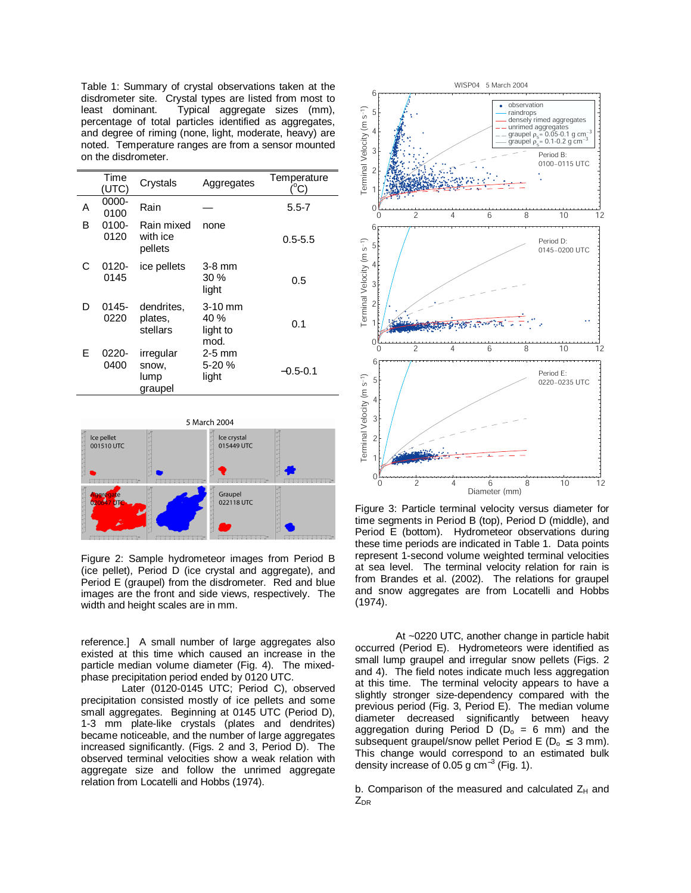Table 1: Summary of crystal observations taken at the disdrometer site. Crystal types are listed from most to least dominant. Typical aggregate sizes (mm), percentage of total particles identified as aggregates, and degree of riming (none, light, moderate, heavy) are noted. Temperature ranges are from a sensor mounted on the disdrometer.

| | Time (UTC) | Crystals | Aggregates | Temperature (°C) |
|---|---|---|---|---|
| A | 0000-0100 | Rain | — | 5.5-7 |
| B | 0100-0120 | Rain mixed with ice pellets | none | 0.5-5.5 |
| C | 0120-0145 | ice pellets | 3-8 mm 30 % light | 0.5 |
| D | 0145-0220 | dendrites, plates, stellars | 3-10 mm 40 % light to mod. | 0.1 |
| E | 0220-0400 | irregular snow, lump graupel | 2-5 mm 5-20 % light | -0.5-0.1 |

Figure 2: Sample hydrometeor images from Period B (ice pellet), Period D (ice crystal and aggregate), and Period E (graupel) from the disdrometer. Red and blue images are the front and side views, respectively. The width and height scales are in mm.

reference.] A small number of large aggregates also existed at this time which caused an increase in the particle median volume diameter (Fig. 4). The mixed-phase precipitation period ended by 0120 UTC.

Later (0120-0145 UTC; Period C), observed precipitation consisted mostly of ice pellets and some small aggregates. Beginning at 0145 UTC (Period D), 1-3 mm plate-like crystals (plates and dendrites) became noticeable, and the number of large aggregates increased significantly. (Figs. 2 and 3, Period D). The observed terminal velocities show a weak relation with aggregate size and follow the unrimed aggregate relation from Locatelli and Hobbs (1974).

Figure 3: Particle terminal velocity versus diameter for time segments in Period B (top), Period D (middle), and Period E (bottom). Hydrometeor observations during these time periods are indicated in Table 1. Data points represent 1-second volume weighted terminal velocities at sea level. The terminal velocity relation for rain is from Brandes et al. (2002). The relations for graupel and snow aggregates are from Locatelli and Hobbs (1974).

At ~0220 UTC, another change in particle habit occurred (Period E). Hydrometeors were identified as small lump graupel and irregular snow pellets (Figs. 2 and 4). The field notes indicate much less aggregation at this time. The terminal velocity appears to have a slightly stronger size-dependency compared with the previous period (Fig. 3, Period E). The median volume diameter decreased significantly between heavy aggregation during Period D ($D_o$ = 6 mm) and the subsequent graupel/snow pellet Period E ($D_o \leq$ 3 mm). This change would correspond to an estimated bulk density increase of 0.05 g cm$^{-3}$ (Fig. 1).

b. Comparison of the measured and calculated $Z_H$ and $Z_{DR}$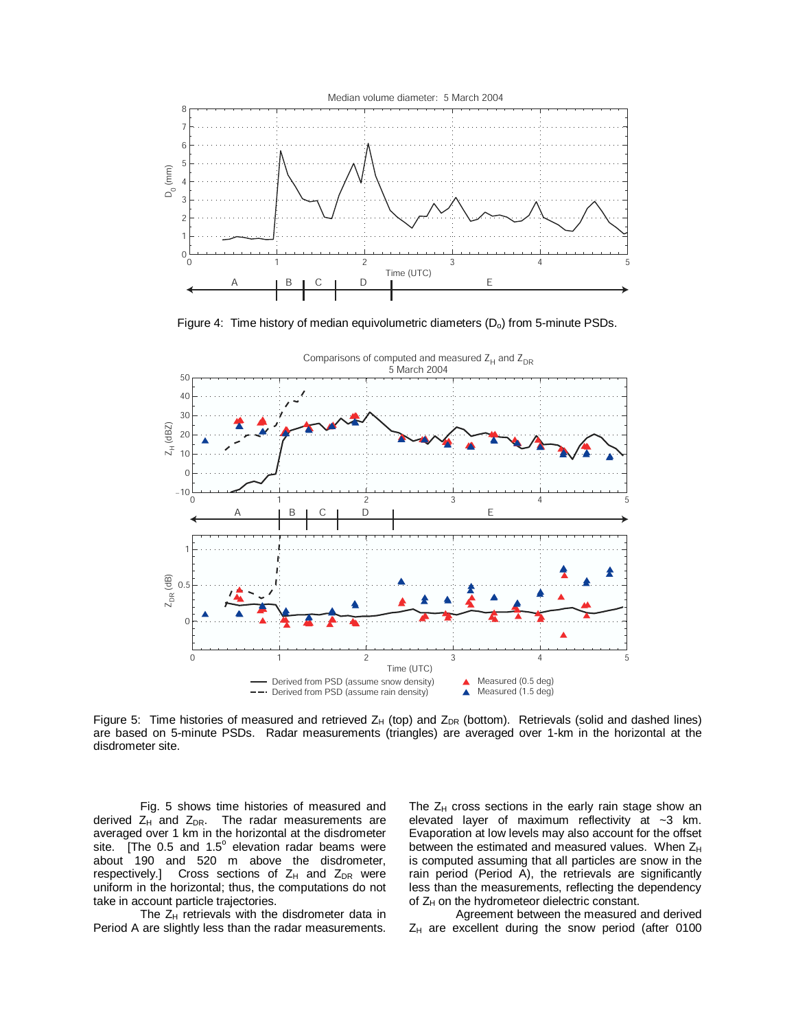Figure 4: Time history of median equivolumetric diameters ($D_o$) from 5-minute PSDs.

Figure 5: Time histories of measured and retrieved $Z_H$ (top) and $Z_{DR}$ (bottom). Retrievals (solid and dashed lines) are based on 5-minute PSDs. Radar measurements (triangles) are averaged over 1-km in the horizontal at the disdrometer site.

Fig. 5 shows time histories of measured and derived $Z_H$ and $Z_{DR}$. The radar measurements are averaged over 1 km in the horizontal at the disdrometer site. [The 0.5 and 1.5° elevation radar beams were about 190 and 520 m above the disdrometer, respectively.] Cross sections of $Z_H$ and $Z_{DR}$ were uniform in the horizontal; thus, the computations do not take in account particle trajectories.

The $Z_H$ retrievals with the disdrometer data in Period A are slightly less than the radar measurements. The $Z_H$ cross sections in the early rain stage show an elevated layer of maximum reflectivity at ~3 km. Evaporation at low levels may also account for the offset between the estimated and measured values. When $Z_H$ is computed assuming that all particles are snow in the rain period (Period A), the retrievals are significantly less than the measurements, reflecting the dependency of $Z_H$ on the hydrometeor dielectric constant.

Agreement between the measured and derived $Z_H$ are excellent during the snow period (after 0100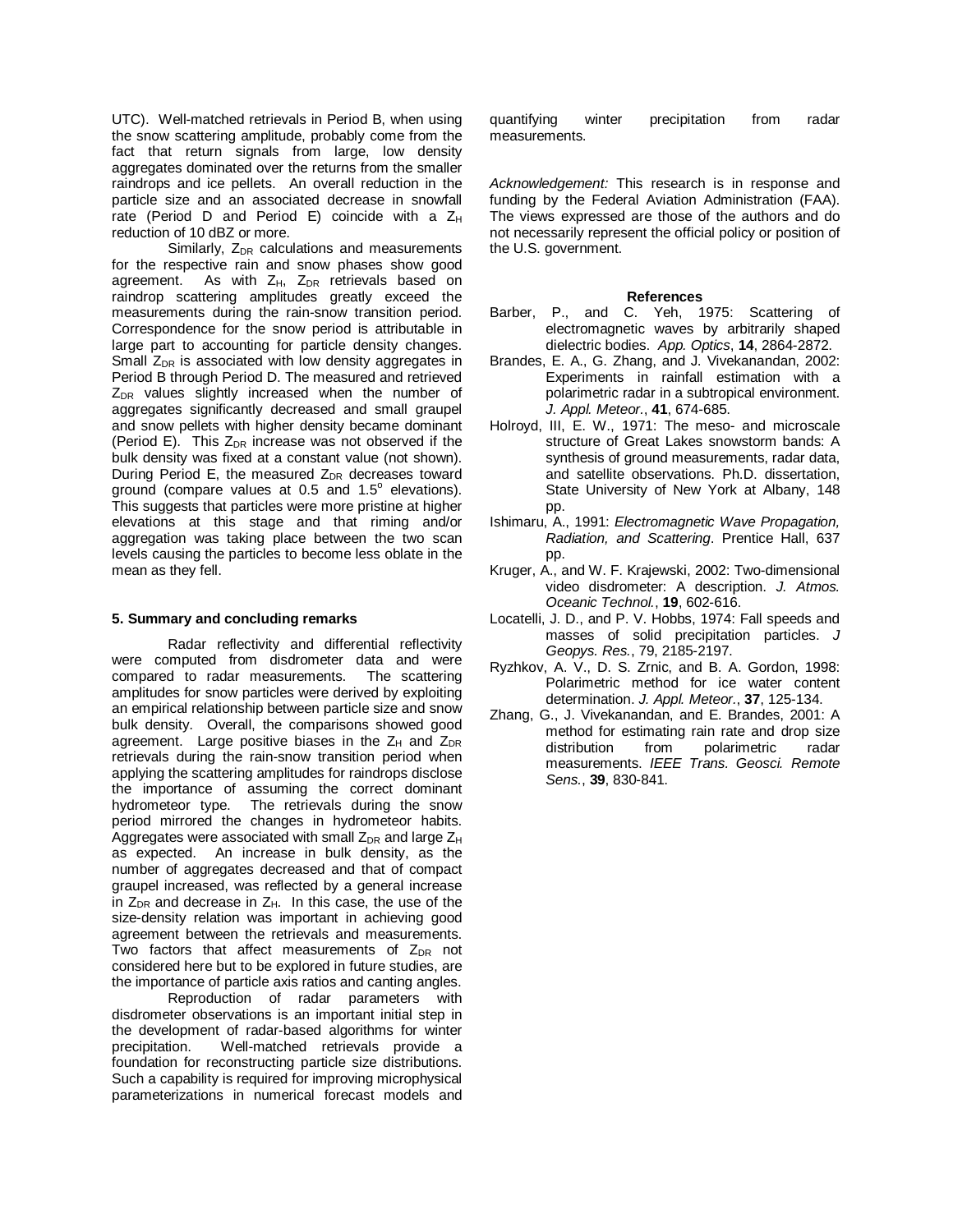UTC). Well-matched retrievals in Period B, when using the snow scattering amplitude, probably come from the fact that return signals from large, low density aggregates dominated over the returns from the smaller raindrops and ice pellets. An overall reduction in the particle size and an associated decrease in snowfall rate (Period D and Period E) coincide with a $Z_H$ reduction of 10 dBZ or more.

Similarly, $Z_{DR}$ calculations and measurements for the respective rain and snow phases show good agreement. As with $Z_H$, $Z_{DR}$ retrievals based on raindrop scattering amplitudes greatly exceed the measurements during the rain-snow transition period. Correspondence for the snow period is attributable in large part to accounting for particle density changes. Small $Z_{DR}$ is associated with low density aggregates in Period B through Period D. The measured and retrieved $Z_{DR}$ values slightly increased when the number of aggregates significantly decreased and small graupel and snow pellets with higher density became dominant (Period E). This $Z_{DR}$ increase was not observed if the bulk density was fixed at a constant value (not shown). During Period E, the measured $Z_{DR}$ decreases toward ground (compare values at 0.5 and 1.5$^{o}$ elevations). This suggests that particles were more pristine at higher elevations at this stage and that riming and/or aggregation was taking place between the two scan levels causing the particles to become less oblate in the mean as they fell.

## 5. Summary and concluding remarks

Radar reflectivity and differential reflectivity were computed from disdrometer data and were compared to radar measurements. The scattering amplitudes for snow particles were derived by exploiting an empirical relationship between particle size and snow bulk density. Overall, the comparisons showed good agreement. Large positive biases in the $Z_H$ and $Z_{DR}$ retrievals during the rain-snow transition period when applying the scattering amplitudes for raindrops disclose the importance of assuming the correct dominant hydrometeor type. The retrievals during the snow period mirrored the changes in hydrometeor habits. Aggregates were associated with small $Z_{DR}$ and large $Z_H$ as expected. An increase in bulk density, as the number of aggregates decreased and that of compact graupel increased, was reflected by a general increase in $Z_{DR}$ and decrease in $Z_H$. In this case, the use of the size-density relation was important in achieving good agreement between the retrievals and measurements. Two factors that affect measurements of $Z_{DR}$ not considered here but to be explored in future studies, are the importance of particle axis ratios and canting angles.

Reproduction of radar parameters with disdrometer observations is an important initial step in the development of radar-based algorithms for winter precipitation. Well-matched retrievals provide a foundation for reconstructing particle size distributions. Such a capability is required for improving microphysical parameterizations in numerical forecast models and quantifying winter precipitation from radar measurements.

*Acknowledgement:* This research is in response and funding by the Federal Aviation Administration (FAA). The views expressed are those of the authors and do not necessarily represent the official policy or position of the U.S. government.

### References

Barber, P., and C. Yeh, 1975: Scattering of electromagnetic waves by arbitrarily shaped dielectric bodies. *App. Optics*, **14**, 2864-2872.

Brandes, E. A., G. Zhang, and J. Vivekanandan, 2002: Experiments in rainfall estimation with a polarimetric radar in a subtropical environment. *J. Appl. Meteor.*, **41**, 674-685.

Holroyd, III, E. W., 1971: The meso- and microscale structure of Great Lakes snowstorm bands: A synthesis of ground measurements, radar data, and satellite observations. Ph.D. dissertation, State University of New York at Albany, 148 pp.

Ishimaru, A., 1991: *Electromagnetic Wave Propagation, Radiation, and Scattering*. Prentice Hall, 637 pp.

Kruger, A., and W. F. Krajewski, 2002: Two-dimensional video disdrometer: A description. *J. Atmos. Oceanic Technol.*, **19**, 602-616.

Locatelli, J. D., and P. V. Hobbs, 1974: Fall speeds and masses of solid precipitation particles. *J Geopys. Res.*, 79, 2185-2197.

Ryzhkov, A. V., D. S. Zrnic, and B. A. Gordon, 1998: Polarimetric method for ice water content determination. *J. Appl. Meteor.*, **37**, 125-134.

Zhang, G., J. Vivekanandan, and E. Brandes, 2001: A method for estimating rain rate and drop size distribution from polarimetric radar measurements. *IEEE Trans. Geosci. Remote Sens.*, **39**, 830-841.